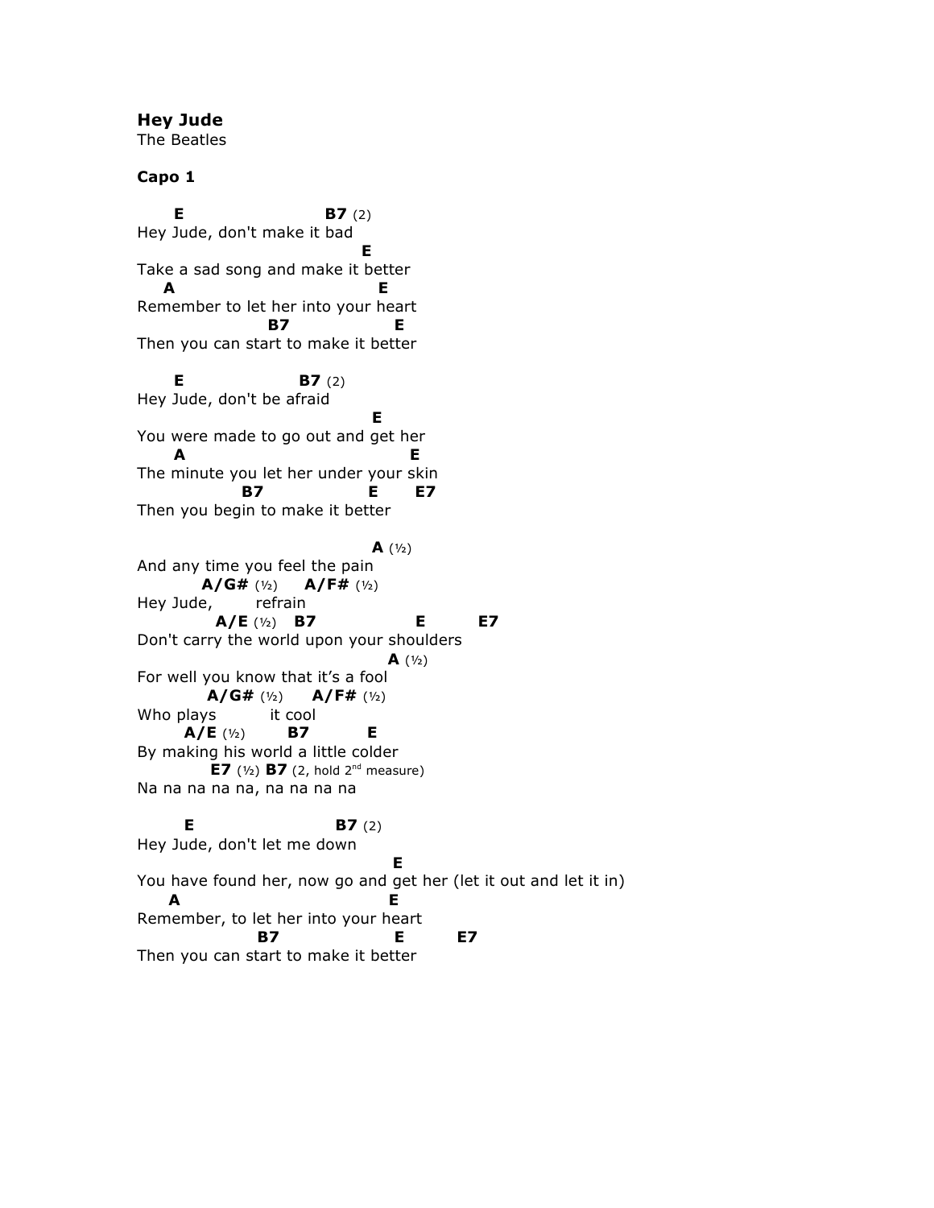**Hey Jude**
The Beatles

**Capo 1**

```
      E                       B7 (2)
Hey Jude, don't make it bad
                                     E
Take a sad song and make it better
    A                                  E
Remember to let her into your heart
                    B7                 E
Then you can start to make it better

      E                   B7 (2)
Hey Jude, don't be afraid
                                       E
You were made to go out and get her
      A                                   E
The minute you let her under your skin
                B7                E      E7
Then you begin to make it better

                                     A (½)
And any time you feel the pain
          A/G# (½)     A/F# (½)
Hey Jude,         refrain
            A/E (½)    B7                E         E7
Don't carry the world upon your shoulders
                                        A (½)
For well you know that it's a fool
           A/G# (½)     A/F# (½)
Who plays          it cool
       A/E (½)       B7          E
By making his world a little colder
           E7 (½) B7 (2, hold 2nd measure)
Na na na na na, na na na na

       E                        B7 (2)
Hey Jude, don't let me down
                                        E
You have found her, now go and get her (let it out and let it in)
     A                                    E
Remember, to let her into your heart
                  B7                   E         E7
Then you can start to make it better
```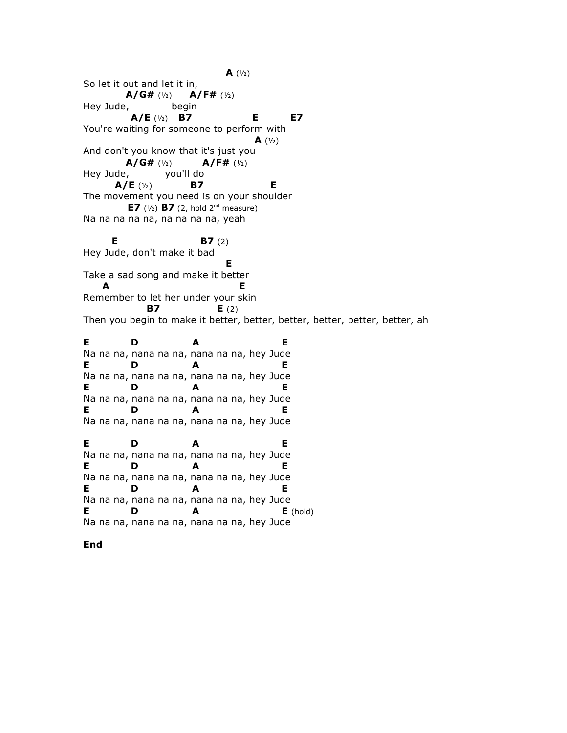```
                                    A (½)
So let it out and let it in,
          A/G# (½)     A/F# (½)
Hey Jude,           begin
           A/E (½)   B7                E        E7
You're waiting for someone to perform with
                                          A (½)
And don't you know that it's just you
          A/G# (½)          A/F# (½)
Hey Jude,          you'll do
      A/E (½)           B7                E
The movement you need is on your shoulder
          E7 (½) B7 (2, hold 2nd measure)
Na na na na na, na na na na, yeah

      E                      B7 (2)
Hey Jude, don't make it bad
                                     E
Take a sad song and make it better
    A                                  E
Remember to let her under your skin
               B7               E (2)
Then you begin to make it better, better, better, better, better, better, ah

E          D            A                E
Na na na, nana na na, nana na na, hey Jude
E          D            A                E
Na na na, nana na na, nana na na, hey Jude
E          D            A                E
Na na na, nana na na, nana na na, hey Jude
E          D            A                E
Na na na, nana na na, nana na na, hey Jude

E          D            A                E
Na na na, nana na na, nana na na, hey Jude
E          D            A                E
Na na na, nana na na, nana na na, hey Jude
E          D            A                E
Na na na, nana na na, nana na na, hey Jude
E          D            A                E (hold)
Na na na, nana na na, nana na na, hey Jude
```

**End**